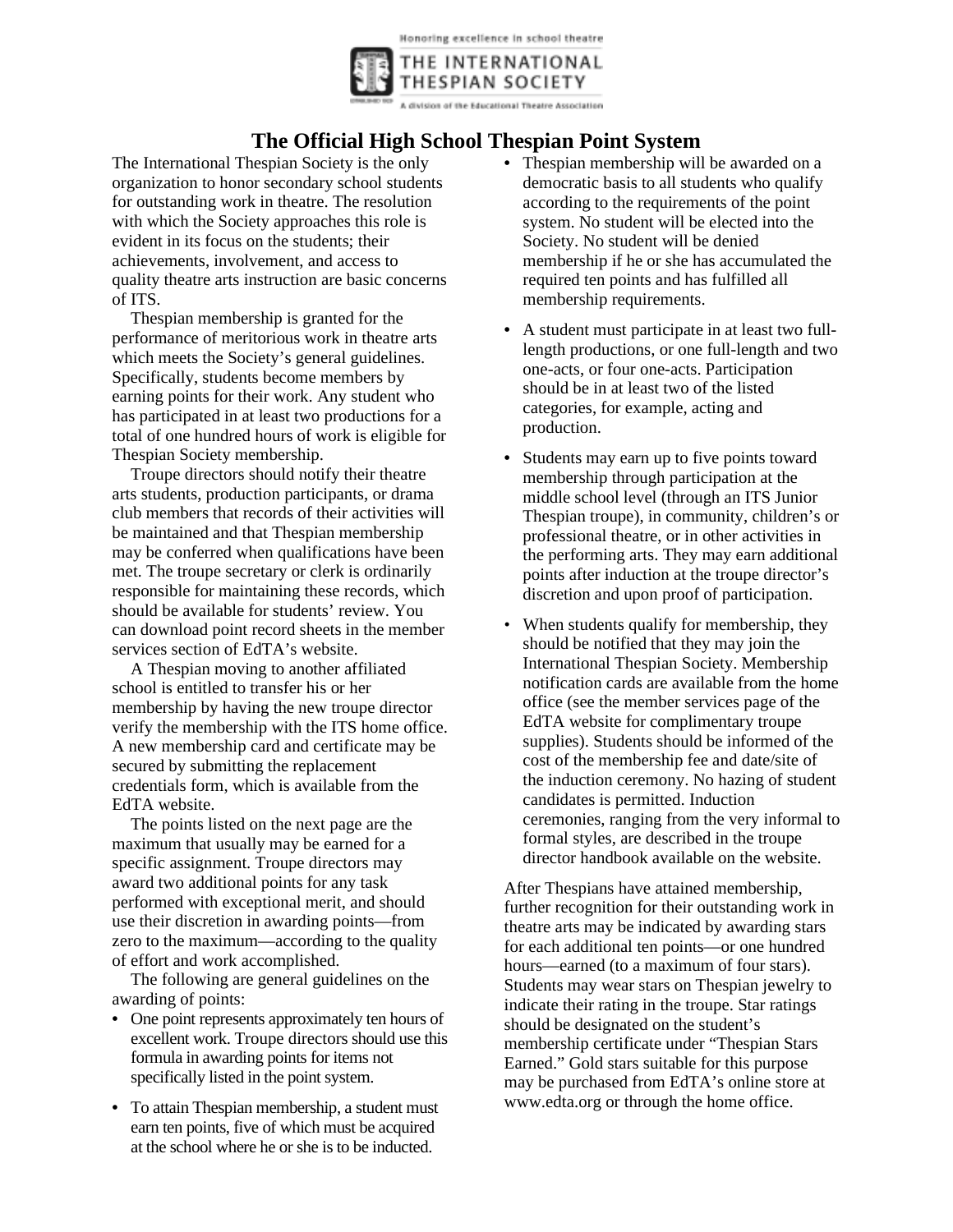Honoring excellence in school theatre

THE INTERNATIONAL THESPIAN SOCIETY

A division of the Educational Theatre Association

# The Official High School Thespian Point System

The International Thespian Society is the only organization to honor secondary school students for outstanding work in theatre. The resolution with which the Society approaches this role is evident in its focus on the students; their achievements, involvement, and access to quality theatre arts instruction are basic concerns of ITS.

Thespian membership is granted for the performance of meritorious work in theatre arts which meets the Society's general guidelines. Specifically, students become members by earning points for their work. Any student who has participated in at least two productions for a total of one hundred hours of work is eligible for Thespian Society membership.

Troupe directors should notify their theatre arts students, production participants, or drama club members that records of their activities will be maintained and that Thespian membership may be conferred when qualifications have been met. The troupe secretary or clerk is ordinarily responsible for maintaining these records, which should be available for students' review. You can download point record sheets in the member services section of EdTA's website.

A Thespian moving to another affiliated school is entitled to transfer his or her membership by having the new troupe director verify the membership with the ITS home office. A new membership card and certificate may be secured by submitting the replacement credentials form, which is available from the EdTA website.

The points listed on the next page are the maximum that usually may be earned for a specific assignment. Troupe directors may award two additional points for any task performed with exceptional merit, and should use their discretion in awarding points—from zero to the maximum—according to the quality of effort and work accomplished.

The following are general guidelines on the awarding of points:

- One point represents approximately ten hours of excellent work. Troupe directors should use this formula in awarding points for items not specifically listed in the point system.
- To attain Thespian membership, a student must earn ten points, five of which must be acquired at the school where he or she is to be inducted.
- Thespian membership will be awarded on a democratic basis to all students who qualify according to the requirements of the point system. No student will be elected into the Society. No student will be denied membership if he or she has accumulated the required ten points and has fulfilled all membership requirements.
- A student must participate in at least two full-length productions, or one full-length and two one-acts, or four one-acts. Participation should be in at least two of the listed categories, for example, acting and production.
- Students may earn up to five points toward membership through participation at the middle school level (through an ITS Junior Thespian troupe), in community, children's or professional theatre, or in other activities in the performing arts. They may earn additional points after induction at the troupe director's discretion and upon proof of participation.
- When students qualify for membership, they should be notified that they may join the International Thespian Society. Membership notification cards are available from the home office (see the member services page of the EdTA website for complimentary troupe supplies). Students should be informed of the cost of the membership fee and date/site of the induction ceremony. No hazing of student candidates is permitted. Induction ceremonies, ranging from the very informal to formal styles, are described in the troupe director handbook available on the website.

After Thespians have attained membership, further recognition for their outstanding work in theatre arts may be indicated by awarding stars for each additional ten points—or one hundred hours—earned (to a maximum of four stars). Students may wear stars on Thespian jewelry to indicate their rating in the troupe. Star ratings should be designated on the student's membership certificate under "Thespian Stars Earned." Gold stars suitable for this purpose may be purchased from EdTA's online store at www.edta.org or through the home office.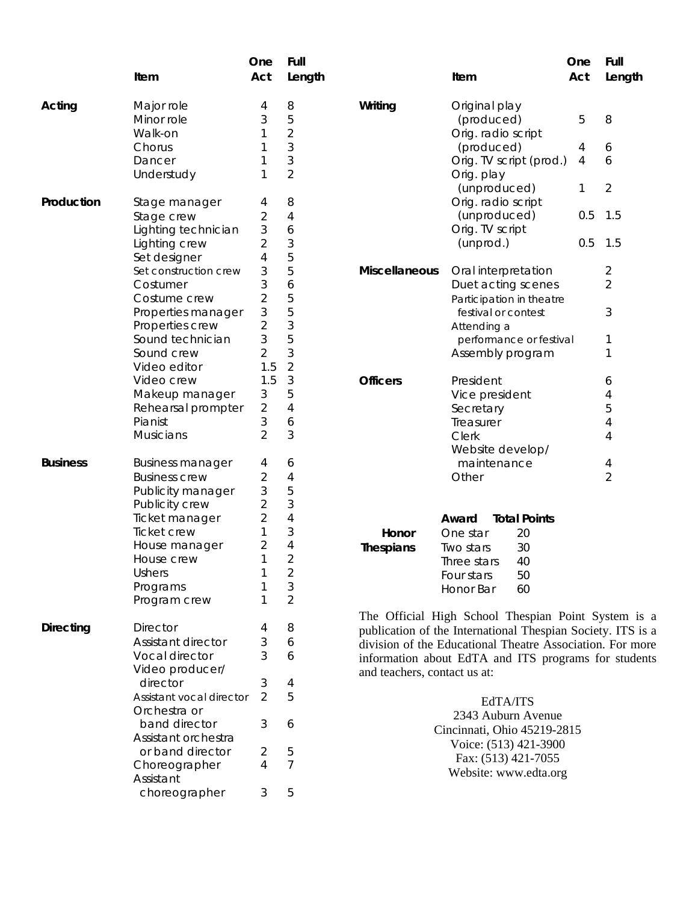| | Item | One Act | Full Length |
|---|---|---|---|
| **Acting** | Major role | 4 | 8 |
| | Minor role | 3 | 5 |
| | Walk-on | 1 | 2 |
| | Chorus | 1 | 3 |
| | Dancer | 1 | 3 |
| | Understudy | 1 | 2 |
| **Production** | Stage manager | 4 | 8 |
| | Stage crew | 2 | 4 |
| | Lighting technician | 3 | 6 |
| | Lighting crew | 2 | 3 |
| | Set designer | 4 | 5 |
| | Set construction crew | 3 | 5 |
| | Costumer | 3 | 6 |
| | Costume crew | 2 | 5 |
| | Properties manager | 3 | 5 |
| | Properties crew | 2 | 3 |
| | Sound technician | 3 | 5 |
| | Sound crew | 2 | 3 |
| | Video editor | 1.5 | 2 |
| | Video crew | 1.5 | 3 |
| | Makeup manager | 3 | 5 |
| | Rehearsal prompter | 2 | 4 |
| | Pianist | 3 | 6 |
| | Musicians | 2 | 3 |
| **Business** | Business manager | 4 | 6 |
| | Business crew | 2 | 4 |
| | Publicity manager | 3 | 5 |
| | Publicity crew | 2 | 3 |
| | Ticket manager | 2 | 4 |
| | Ticket crew | 1 | 3 |
| | House manager | 2 | 4 |
| | House crew | 1 | 2 |
| | Ushers | 1 | 2 |
| | Programs | 1 | 3 |
| | Program crew | 1 | 2 |
| **Directing** | Director | 4 | 8 |
| | Assistant director | 3 | 6 |
| | Vocal director | 3 | 6 |
| | Video producer/ director | 3 | 4 |
| | Assistant vocal director | 2 | 5 |
| | Orchestra or band director | 3 | 6 |
| | Assistant orchestra or band director | 2 | 5 |
| | Choreographer | 4 | 7 |
| | Assistant choreographer | 3 | 5 |

| | Item | One Act | Full Length |
|---|---|---|---|
| **Writing** | Original play (produced) | 5 | 8 |
| | Orig. radio script (produced) | 4 | 6 |
| | Orig. TV script (prod.) | 4 | 6 |
| | Orig. play (unproduced) | 1 | 2 |
| | Orig. radio script (unproduced) | 0.5 | 1.5 |
| | Orig. TV script (unprod.) | 0.5 | 1.5 |
| **Miscellaneous** | Oral interpretation | | 2 |
| | Duet acting scenes | | 2 |
| | Participation in theatre festival or contest | | 3 |
| | Attending a performance or festival | | 1 |
| | Assembly program | | 1 |
| **Officers** | President | | 6 |
| | Vice president | | 4 |
| | Secretary | | 5 |
| | Treasurer | | 4 |
| | Clerk | | 4 |
| | Website develop/ maintenance | | 4 |
| | Other | | 2 |

| | Award | Total Points |
|---|---|---|
| **Honor Thespians** | One star | 20 |
| | Two stars | 30 |
| | Three stars | 40 |
| | Four stars | 50 |
| | Honor Bar | 60 |

The Official High School Thespian Point System is a publication of the International Thespian Society. ITS is a division of the Educational Theatre Association. For more information about EdTA and ITS programs for students and teachers, contact us at:

EdTA/ITS
2343 Auburn Avenue
Cincinnati, Ohio 45219-2815
Voice: (513) 421-3900
Fax: (513) 421-7055
Website: www.edta.org